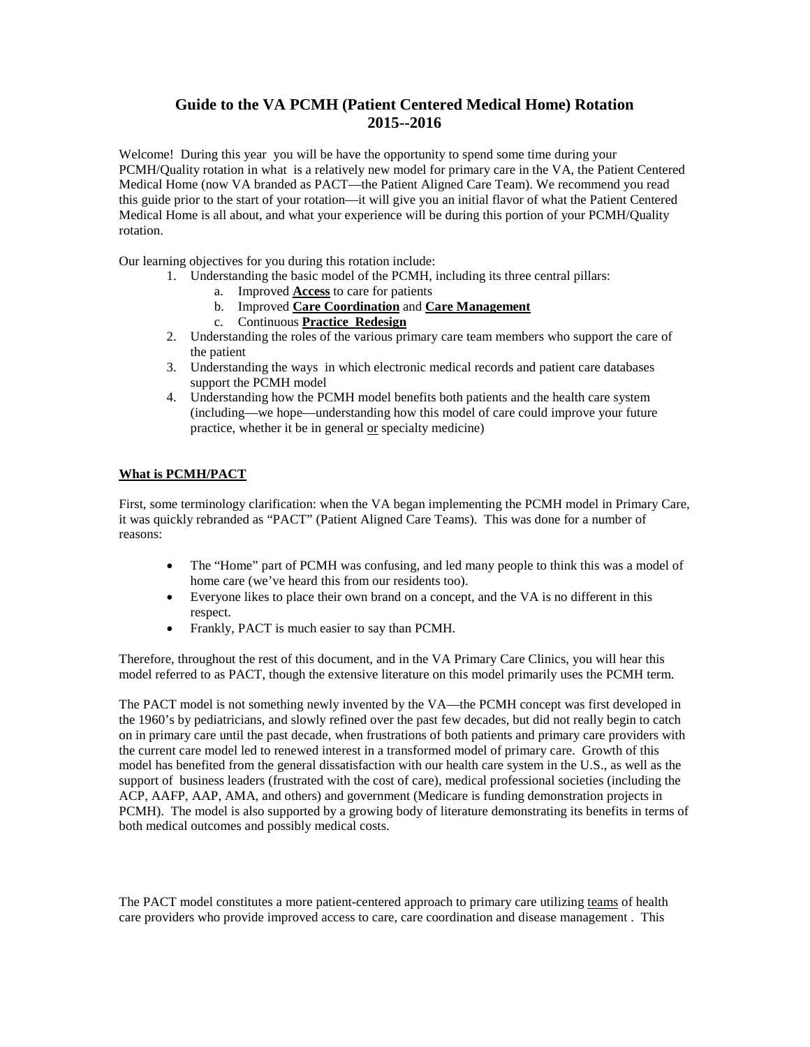# Guide to the VA PCMH (Patient Centered Medical Home) Rotation 2015--2016

Welcome! During this year you will be have the opportunity to spend some time during your PCMH/Quality rotation in what is a relatively new model for primary care in the VA, the Patient Centered Medical Home (now VA branded as PACT—the Patient Aligned Care Team). We recommend you read this guide prior to the start of your rotation—it will give you an initial flavor of what the Patient Centered Medical Home is all about, and what your experience will be during this portion of your PCMH/Quality rotation.

Our learning objectives for you during this rotation include:

1. Understanding the basic model of the PCMH, including its three central pillars:
   a. Improved **Access** to care for patients
   b. Improved **Care Coordination** and **Care Management**
   c. Continuous **Practice Redesign**
2. Understanding the roles of the various primary care team members who support the care of the patient
3. Understanding the ways in which electronic medical records and patient care databases support the PCMH model
4. Understanding how the PCMH model benefits both patients and the health care system (including—we hope—understanding how this model of care could improve your future practice, whether it be in general or specialty medicine)

## What is PCMH/PACT

First, some terminology clarification: when the VA began implementing the PCMH model in Primary Care, it was quickly rebranded as "PACT" (Patient Aligned Care Teams). This was done for a number of reasons:

- The "Home" part of PCMH was confusing, and led many people to think this was a model of home care (we've heard this from our residents too).
- Everyone likes to place their own brand on a concept, and the VA is no different in this respect.
- Frankly, PACT is much easier to say than PCMH.

Therefore, throughout the rest of this document, and in the VA Primary Care Clinics, you will hear this model referred to as PACT, though the extensive literature on this model primarily uses the PCMH term.

The PACT model is not something newly invented by the VA—the PCMH concept was first developed in the 1960's by pediatricians, and slowly refined over the past few decades, but did not really begin to catch on in primary care until the past decade, when frustrations of both patients and primary care providers with the current care model led to renewed interest in a transformed model of primary care. Growth of this model has benefited from the general dissatisfaction with our health care system in the U.S., as well as the support of business leaders (frustrated with the cost of care), medical professional societies (including the ACP, AAFP, AAP, AMA, and others) and government (Medicare is funding demonstration projects in PCMH). The model is also supported by a growing body of literature demonstrating its benefits in terms of both medical outcomes and possibly medical costs.

The PACT model constitutes a more patient-centered approach to primary care utilizing teams of health care providers who provide improved access to care, care coordination and disease management . This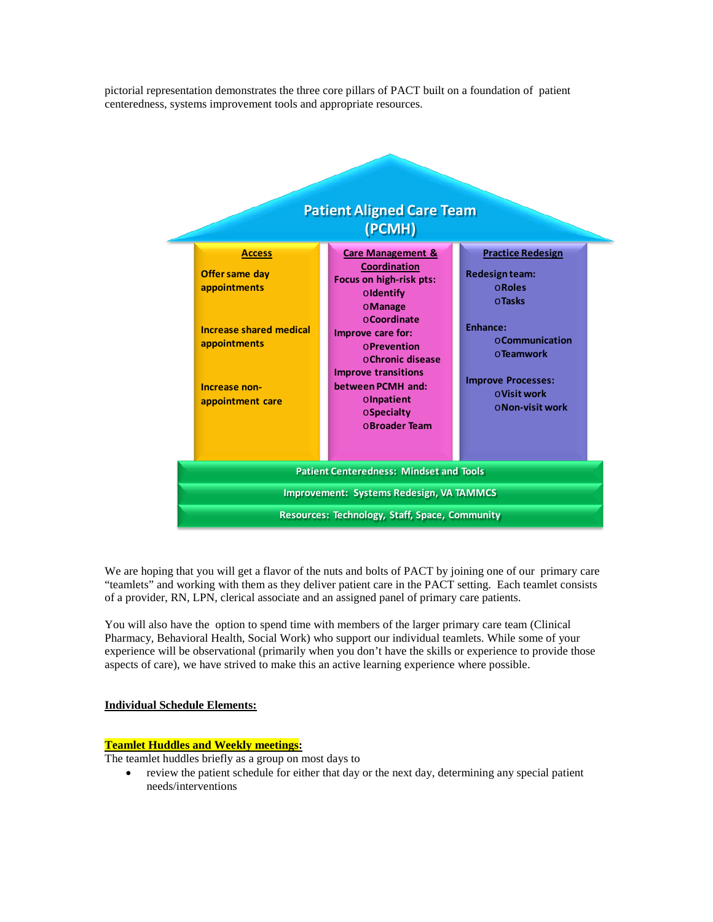pictorial representation demonstrates the three core pillars of PACT built on a foundation of patient centeredness, systems improvement tools and appropriate resources.

**Patient Aligned Care Team (PCMH)**

| Access | Care Management & Coordination | Practice Redesign |
|---|---|---|
| Offer same day appointments<br><br>Increase shared medical appointments<br><br>Increase non-appointment care | Focus on high-risk pts:<br>o Identify<br>o Manage<br>o Coordinate<br>Improve care for:<br>o Prevention<br>o Chronic disease<br>Improve transitions between PCMH and:<br>o Inpatient<br>o Specialty<br>o Broader Team | Redesign team:<br>o Roles<br>o Tasks<br><br>Enhance:<br>o Communication<br>o Teamwork<br><br>Improve Processes:<br>o Visit work<br>o Non-visit work |

Patient Centeredness: Mindset and Tools

Improvement: Systems Redesign, VA TAMMCS

Resources: Technology, Staff, Space, Community

We are hoping that you will get a flavor of the nuts and bolts of PACT by joining one of our primary care "teamlets" and working with them as they deliver patient care in the PACT setting. Each teamlet consists of a provider, RN, LPN, clerical associate and an assigned panel of primary care patients.

You will also have the option to spend time with members of the larger primary care team (Clinical Pharmacy, Behavioral Health, Social Work) who support our individual teamlets. While some of your experience will be observational (primarily when you don't have the skills or experience to provide those aspects of care), we have strived to make this an active learning experience where possible.

**Individual Schedule Elements:**

**Teamlet Huddles and Weekly meetings:**

The teamlet huddles briefly as a group on most days to

- review the patient schedule for either that day or the next day, determining any special patient needs/interventions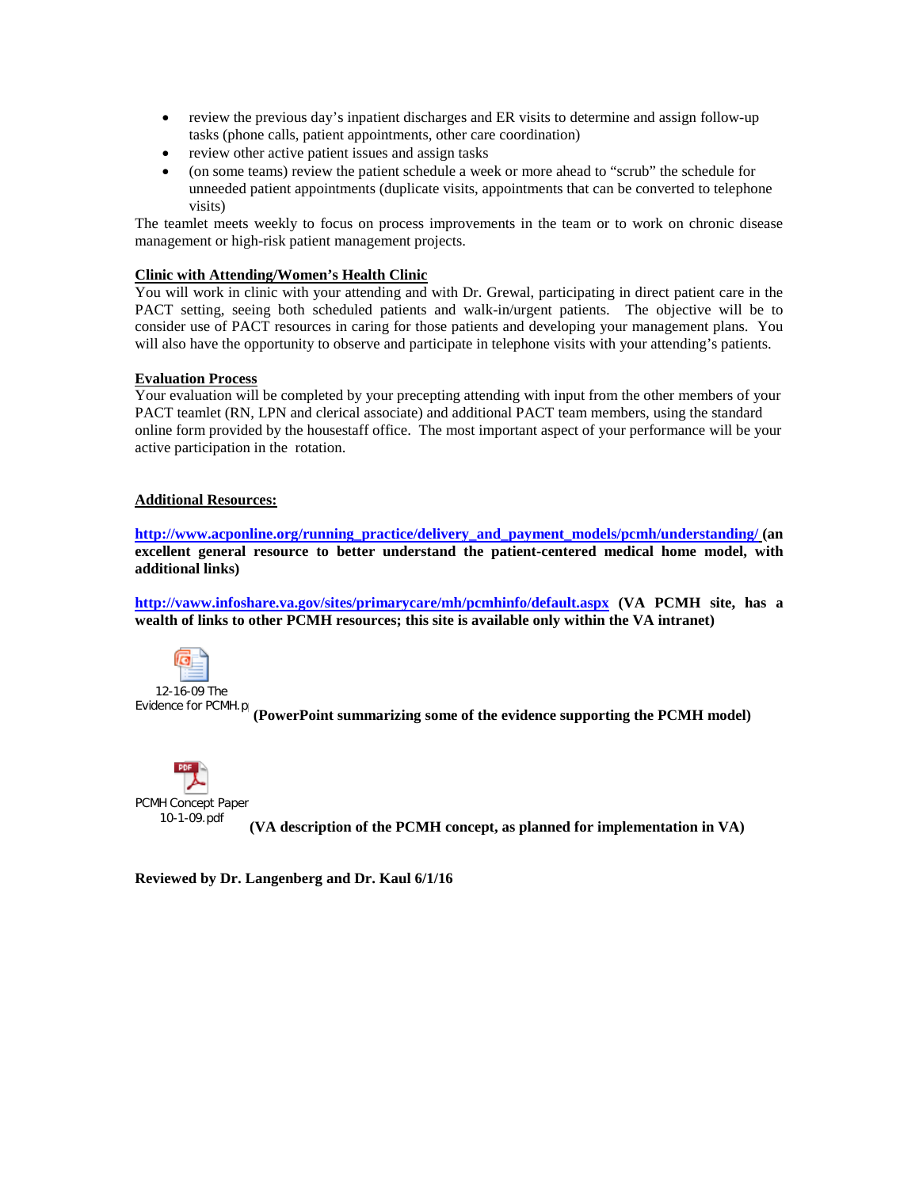- review the previous day's inpatient discharges and ER visits to determine and assign follow-up tasks (phone calls, patient appointments, other care coordination)
- review other active patient issues and assign tasks
- (on some teams) review the patient schedule a week or more ahead to "scrub" the schedule for unneeded patient appointments (duplicate visits, appointments that can be converted to telephone visits)

The teamlet meets weekly to focus on process improvements in the team or to work on chronic disease management or high-risk patient management projects.

**Clinic with Attending/Women's Health Clinic**

You will work in clinic with your attending and with Dr. Grewal, participating in direct patient care in the PACT setting, seeing both scheduled patients and walk-in/urgent patients. The objective will be to consider use of PACT resources in caring for those patients and developing your management plans. You will also have the opportunity to observe and participate in telephone visits with your attending's patients.

**Evaluation Process**

Your evaluation will be completed by your precepting attending with input from the other members of your PACT teamlet (RN, LPN and clerical associate) and additional PACT team members, using the standard online form provided by the housestaff office. The most important aspect of your performance will be your active participation in the rotation.

**Additional Resources:**

**http://www.acponline.org/running_practice/delivery_and_payment_models/pcmh/understanding/ (an excellent general resource to better understand the patient-centered medical home model, with additional links)**

**http://vaww.infoshare.va.gov/sites/primarycare/mh/pcmhinfo/default.aspx (VA PCMH site, has a wealth of links to other PCMH resources; this site is available only within the VA intranet)**

12-16-09 The Evidence for PCMH.p **(PowerPoint summarizing some of the evidence supporting the PCMH model)**

PCMH Concept Paper 10-1-09.pdf **(VA description of the PCMH concept, as planned for implementation in VA)**

**Reviewed by Dr. Langenberg and Dr. Kaul 6/1/16**